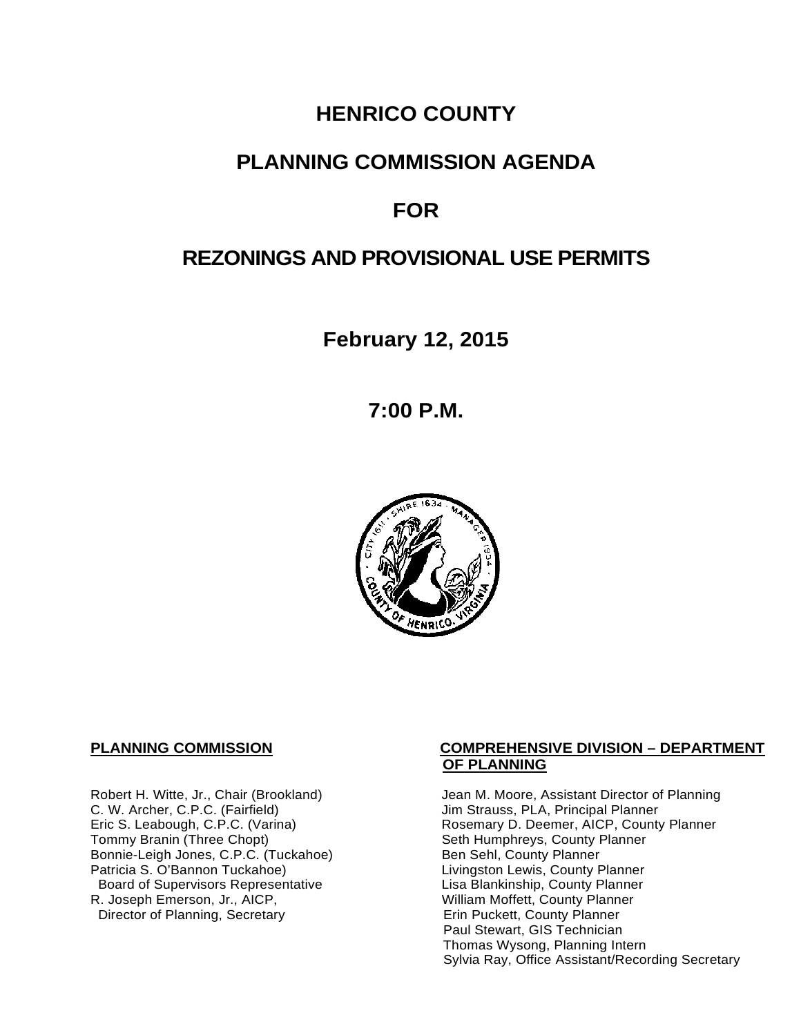# HENRICO COUNTY

# PLANNING COMMISSION AGENDA

# FOR

# REZONINGS AND PROVISIONAL USE PERMITS

**February 12, 2015**

**7:00 P.M.**

**PLANNING COMMISSION**

Robert H. Witte, Jr., Chair (Brookland)
C. W. Archer, C.P.C. (Fairfield)
Eric S. Leabough, C.P.C. (Varina)
Tommy Branin (Three Chopt)
Bonnie-Leigh Jones, C.P.C. (Tuckahoe)
Patricia S. O'Bannon Tuckahoe)
  Board of Supervisors Representative
R. Joseph Emerson, Jr., AICP,
  Director of Planning, Secretary

**COMPREHENSIVE DIVISION – DEPARTMENT OF PLANNING**

Jean M. Moore, Assistant Director of Planning
Jim Strauss, PLA, Principal Planner
Rosemary D. Deemer, AICP, County Planner
Seth Humphreys, County Planner
Ben Sehl, County Planner
Livingston Lewis, County Planner
Lisa Blankinship, County Planner
William Moffett, County Planner
Erin Puckett, County Planner
Paul Stewart, GIS Technician
Thomas Wysong, Planning Intern
Sylvia Ray, Office Assistant/Recording Secretary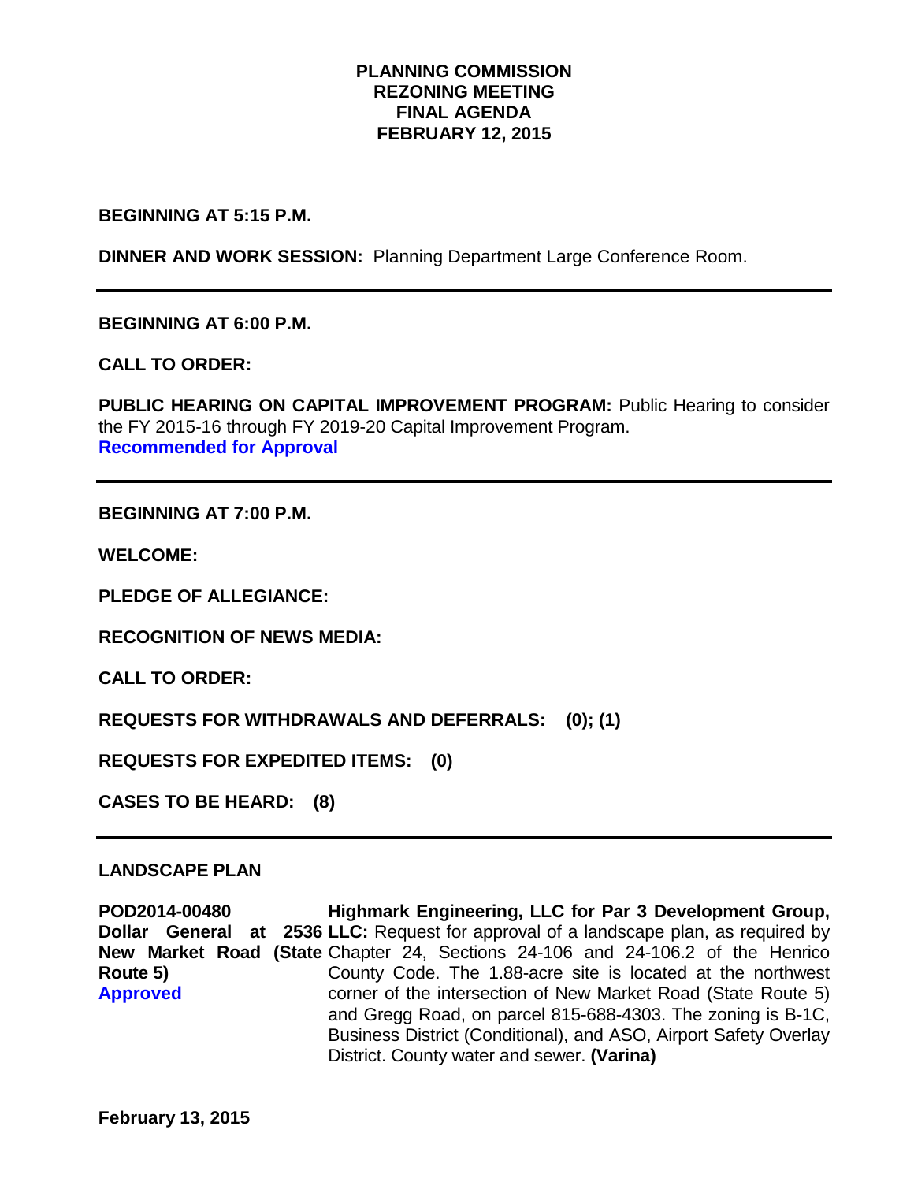**PLANNING COMMISSION**
**REZONING MEETING**
**FINAL AGENDA**
**FEBRUARY 12, 2015**

**BEGINNING AT 5:15 P.M.**

**DINNER AND WORK SESSION:** Planning Department Large Conference Room.

---

**BEGINNING AT 6:00 P.M.**

**CALL TO ORDER:**

**PUBLIC HEARING ON CAPITAL IMPROVEMENT PROGRAM:** Public Hearing to consider the FY 2015-16 through FY 2019-20 Capital Improvement Program.
**Recommended for Approval**

---

**BEGINNING AT 7:00 P.M.**

**WELCOME:**

**PLEDGE OF ALLEGIANCE:**

**RECOGNITION OF NEWS MEDIA:**

**CALL TO ORDER:**

**REQUESTS FOR WITHDRAWALS AND DEFERRALS: (0); (1)**

**REQUESTS FOR EXPEDITED ITEMS: (0)**

**CASES TO BE HEARD: (8)**

---

**LANDSCAPE PLAN**

**POD2014-00480**
**Dollar General at 2536 New Market Road (State Route 5)**
**Approved**

**Highmark Engineering, LLC for Par 3 Development Group, LLC:** Request for approval of a landscape plan, as required by Chapter 24, Sections 24-106 and 24-106.2 of the Henrico County Code. The 1.88-acre site is located at the northwest corner of the intersection of New Market Road (State Route 5) and Gregg Road, on parcel 815-688-4303. The zoning is B-1C, Business District (Conditional), and ASO, Airport Safety Overlay District. County water and sewer. **(Varina)**

**February 13, 2015**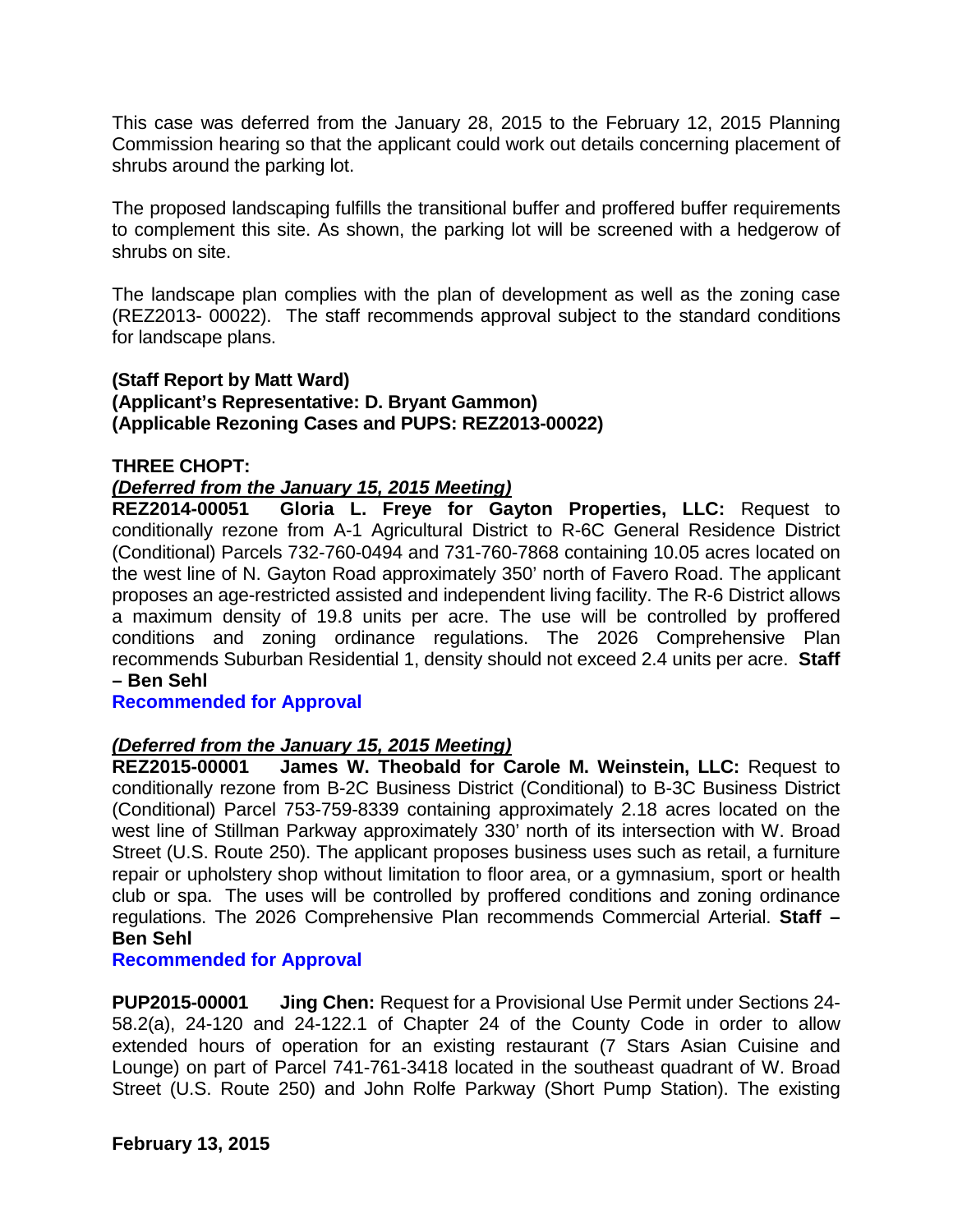This case was deferred from the January 28, 2015 to the February 12, 2015 Planning Commission hearing so that the applicant could work out details concerning placement of shrubs around the parking lot.

The proposed landscaping fulfills the transitional buffer and proffered buffer requirements to complement this site. As shown, the parking lot will be screened with a hedgerow of shrubs on site.

The landscape plan complies with the plan of development as well as the zoning case (REZ2013- 00022). The staff recommends approval subject to the standard conditions for landscape plans.

**(Staff Report by Matt Ward)**
**(Applicant's Representative: D. Bryant Gammon)**
**(Applicable Rezoning Cases and PUPS: REZ2013-00022)**

**THREE CHOPT:**

***(Deferred from the January 15, 2015 Meeting)***

**REZ2014-00051 Gloria L. Freye for Gayton Properties, LLC:** Request to conditionally rezone from A-1 Agricultural District to R-6C General Residence District (Conditional) Parcels 732-760-0494 and 731-760-7868 containing 10.05 acres located on the west line of N. Gayton Road approximately 350' north of Favero Road. The applicant proposes an age-restricted assisted and independent living facility. The R-6 District allows a maximum density of 19.8 units per acre. The use will be controlled by proffered conditions and zoning ordinance regulations. The 2026 Comprehensive Plan recommends Suburban Residential 1, density should not exceed 2.4 units per acre. **Staff – Ben Sehl**

**Recommended for Approval**

***(Deferred from the January 15, 2015 Meeting)***

**REZ2015-00001 James W. Theobald for Carole M. Weinstein, LLC:** Request to conditionally rezone from B-2C Business District (Conditional) to B-3C Business District (Conditional) Parcel 753-759-8339 containing approximately 2.18 acres located on the west line of Stillman Parkway approximately 330' north of its intersection with W. Broad Street (U.S. Route 250). The applicant proposes business uses such as retail, a furniture repair or upholstery shop without limitation to floor area, or a gymnasium, sport or health club or spa. The uses will be controlled by proffered conditions and zoning ordinance regulations. The 2026 Comprehensive Plan recommends Commercial Arterial. **Staff – Ben Sehl**

**Recommended for Approval**

**PUP2015-00001 Jing Chen:** Request for a Provisional Use Permit under Sections 24-58.2(a), 24-120 and 24-122.1 of Chapter 24 of the County Code in order to allow extended hours of operation for an existing restaurant (7 Stars Asian Cuisine and Lounge) on part of Parcel 741-761-3418 located in the southeast quadrant of W. Broad Street (U.S. Route 250) and John Rolfe Parkway (Short Pump Station). The existing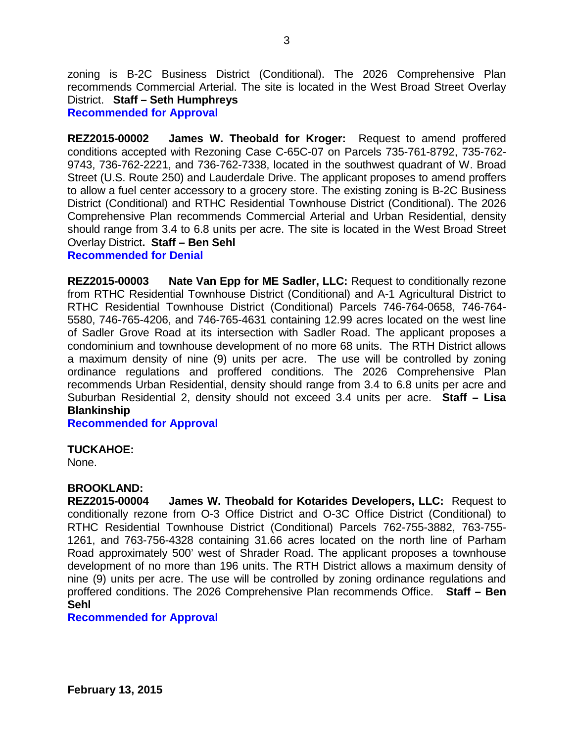zoning is B-2C Business District (Conditional). The 2026 Comprehensive Plan recommends Commercial Arterial. The site is located in the West Broad Street Overlay District. **Staff – Seth Humphreys**
**Recommended for Approval**

**REZ2015-00002 James W. Theobald for Kroger:** Request to amend proffered conditions accepted with Rezoning Case C-65C-07 on Parcels 735-761-8792, 735-762-9743, 736-762-2221, and 736-762-7338, located in the southwest quadrant of W. Broad Street (U.S. Route 250) and Lauderdale Drive. The applicant proposes to amend proffers to allow a fuel center accessory to a grocery store. The existing zoning is B-2C Business District (Conditional) and RTHC Residential Townhouse District (Conditional). The 2026 Comprehensive Plan recommends Commercial Arterial and Urban Residential, density should range from 3.4 to 6.8 units per acre. The site is located in the West Broad Street Overlay District**. Staff – Ben Sehl**
**Recommended for Denial**

**REZ2015-00003 Nate Van Epp for ME Sadler, LLC:** Request to conditionally rezone from RTHC Residential Townhouse District (Conditional) and A-1 Agricultural District to RTHC Residential Townhouse District (Conditional) Parcels 746-764-0658, 746-764-5580, 746-765-4206, and 746-765-4631 containing 12.99 acres located on the west line of Sadler Grove Road at its intersection with Sadler Road. The applicant proposes a condominium and townhouse development of no more 68 units. The RTH District allows a maximum density of nine (9) units per acre. The use will be controlled by zoning ordinance regulations and proffered conditions. The 2026 Comprehensive Plan recommends Urban Residential, density should range from 3.4 to 6.8 units per acre and Suburban Residential 2, density should not exceed 3.4 units per acre. **Staff – Lisa Blankinship**
**Recommended for Approval**

**TUCKAHOE:**
None.

**BROOKLAND:**
**REZ2015-00004 James W. Theobald for Kotarides Developers, LLC:** Request to conditionally rezone from O-3 Office District and O-3C Office District (Conditional) to RTHC Residential Townhouse District (Conditional) Parcels 762-755-3882, 763-755-1261, and 763-756-4328 containing 31.66 acres located on the north line of Parham Road approximately 500' west of Shrader Road. The applicant proposes a townhouse development of no more than 196 units. The RTH District allows a maximum density of nine (9) units per acre. The use will be controlled by zoning ordinance regulations and proffered conditions. The 2026 Comprehensive Plan recommends Office. **Staff – Ben Sehl**
**Recommended for Approval**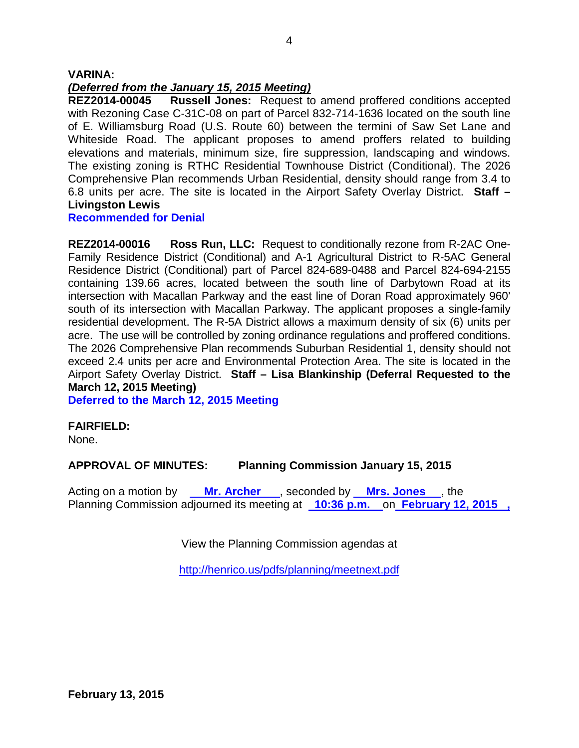**VARINA:**

***(Deferred from the January 15, 2015 Meeting)***

**REZ2014-00045 Russell Jones:** Request to amend proffered conditions accepted with Rezoning Case C-31C-08 on part of Parcel 832-714-1636 located on the south line of E. Williamsburg Road (U.S. Route 60) between the termini of Saw Set Lane and Whiteside Road. The applicant proposes to amend proffers related to building elevations and materials, minimum size, fire suppression, landscaping and windows. The existing zoning is RTHC Residential Townhouse District (Conditional). The 2026 Comprehensive Plan recommends Urban Residential, density should range from 3.4 to 6.8 units per acre. The site is located in the Airport Safety Overlay District. **Staff – Livingston Lewis**

**Recommended for Denial**

**REZ2014-00016 Ross Run, LLC:** Request to conditionally rezone from R-2AC One-Family Residence District (Conditional) and A-1 Agricultural District to R-5AC General Residence District (Conditional) part of Parcel 824-689-0488 and Parcel 824-694-2155 containing 139.66 acres, located between the south line of Darbytown Road at its intersection with Macallan Parkway and the east line of Doran Road approximately 960' south of its intersection with Macallan Parkway. The applicant proposes a single-family residential development. The R-5A District allows a maximum density of six (6) units per acre. The use will be controlled by zoning ordinance regulations and proffered conditions. The 2026 Comprehensive Plan recommends Suburban Residential 1, density should not exceed 2.4 units per acre and Environmental Protection Area. The site is located in the Airport Safety Overlay District. **Staff – Lisa Blankinship (Deferral Requested to the March 12, 2015 Meeting)**

**Deferred to the March 12, 2015 Meeting**

**FAIRFIELD:**

None.

**APPROVAL OF MINUTES: Planning Commission January 15, 2015**

Acting on a motion by **Mr. Archer**, seconded by **Mrs. Jones**, the Planning Commission adjourned its meeting at **10:36 p.m.** on **February 12, 2015 ,**

View the Planning Commission agendas at

http://henrico.us/pdfs/planning/meetnext.pdf

**February 13, 2015**